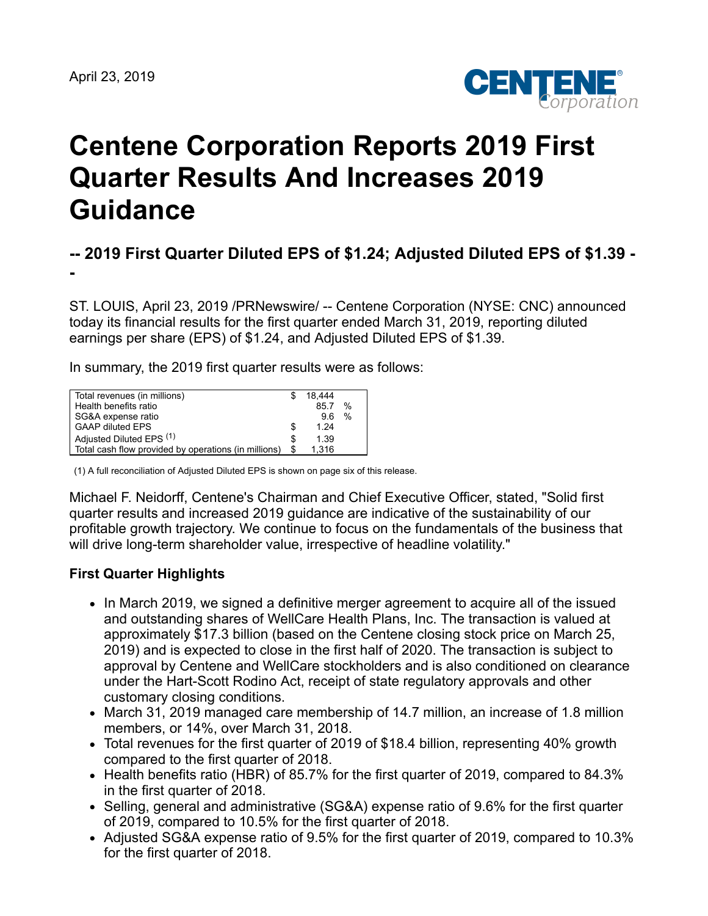April 23, 2019

# Centene Corporation Reports 2019 First Quarter Results And Increases 2019 Guidance

## -- 2019 First Quarter Diluted EPS of $1.24; Adjusted Diluted EPS of $1.39 --

ST. LOUIS, April 23, 2019 /PRNewswire/ -- Centene Corporation (NYSE: CNC) announced today its financial results for the first quarter ended March 31, 2019, reporting diluted earnings per share (EPS) of $1.24, and Adjusted Diluted EPS of $1.39.

In summary, the 2019 first quarter results were as follows:

| | | |
|---|---|---|
| Total revenues (in millions) | $ | 18,444 |
| Health benefits ratio | | 85.7 % |
| SG&A expense ratio | | 9.6 % |
| GAAP diluted EPS | $ | 1.24 |
| Adjusted Diluted EPS (1) | $ | 1.39 |
| Total cash flow provided by operations (in millions) | $ | 1,316 |

(1) A full reconciliation of Adjusted Diluted EPS is shown on page six of this release.

Michael F. Neidorff, Centene's Chairman and Chief Executive Officer, stated, "Solid first quarter results and increased 2019 guidance are indicative of the sustainability of our profitable growth trajectory. We continue to focus on the fundamentals of the business that will drive long-term shareholder value, irrespective of headline volatility."

### First Quarter Highlights

- In March 2019, we signed a definitive merger agreement to acquire all of the issued and outstanding shares of WellCare Health Plans, Inc. The transaction is valued at approximately $17.3 billion (based on the Centene closing stock price on March 25, 2019) and is expected to close in the first half of 2020. The transaction is subject to approval by Centene and WellCare stockholders and is also conditioned on clearance under the Hart-Scott Rodino Act, receipt of state regulatory approvals and other customary closing conditions.
- March 31, 2019 managed care membership of 14.7 million, an increase of 1.8 million members, or 14%, over March 31, 2018.
- Total revenues for the first quarter of 2019 of $18.4 billion, representing 40% growth compared to the first quarter of 2018.
- Health benefits ratio (HBR) of 85.7% for the first quarter of 2019, compared to 84.3% in the first quarter of 2018.
- Selling, general and administrative (SG&A) expense ratio of 9.6% for the first quarter of 2019, compared to 10.5% for the first quarter of 2018.
- Adjusted SG&A expense ratio of 9.5% for the first quarter of 2019, compared to 10.3% for the first quarter of 2018.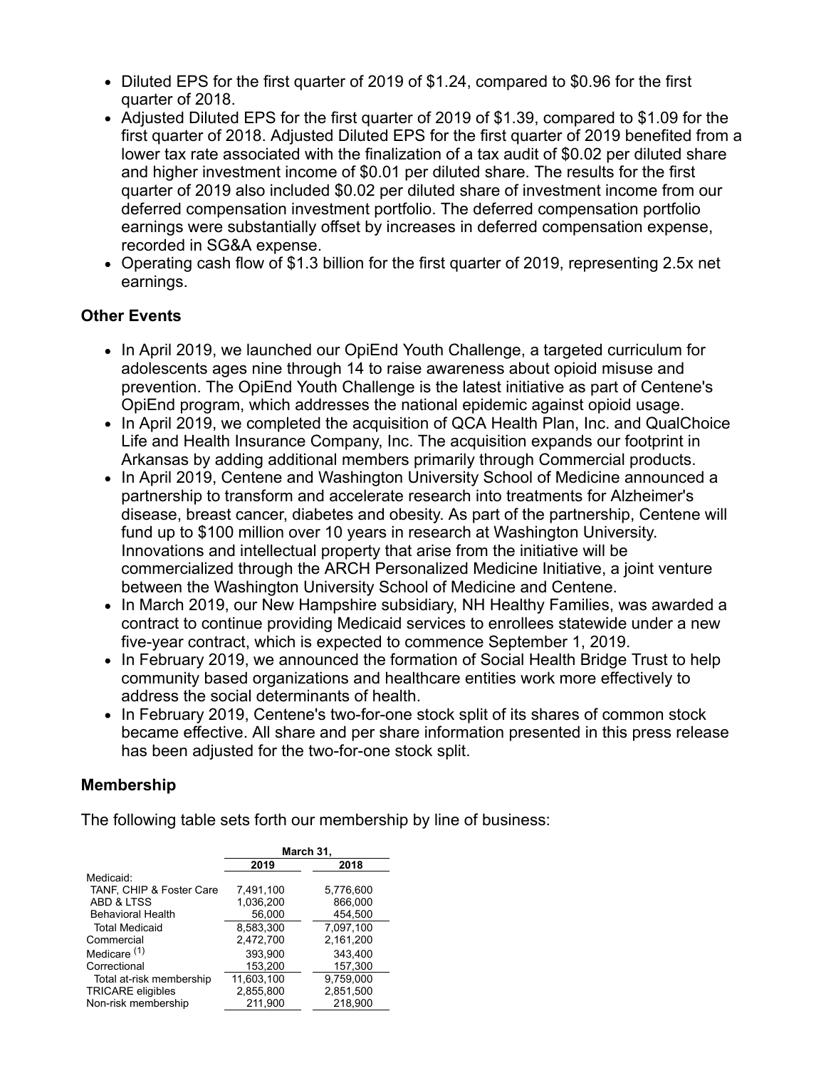- Diluted EPS for the first quarter of 2019 of $1.24, compared to $0.96 for the first quarter of 2018.
- Adjusted Diluted EPS for the first quarter of 2019 of $1.39, compared to $1.09 for the first quarter of 2018. Adjusted Diluted EPS for the first quarter of 2019 benefited from a lower tax rate associated with the finalization of a tax audit of $0.02 per diluted share and higher investment income of $0.01 per diluted share. The results for the first quarter of 2019 also included $0.02 per diluted share of investment income from our deferred compensation investment portfolio. The deferred compensation portfolio earnings were substantially offset by increases in deferred compensation expense, recorded in SG&A expense.
- Operating cash flow of $1.3 billion for the first quarter of 2019, representing 2.5x net earnings.

## Other Events

- In April 2019, we launched our OpiEnd Youth Challenge, a targeted curriculum for adolescents ages nine through 14 to raise awareness about opioid misuse and prevention. The OpiEnd Youth Challenge is the latest initiative as part of Centene's OpiEnd program, which addresses the national epidemic against opioid usage.
- In April 2019, we completed the acquisition of QCA Health Plan, Inc. and QualChoice Life and Health Insurance Company, Inc. The acquisition expands our footprint in Arkansas by adding additional members primarily through Commercial products.
- In April 2019, Centene and Washington University School of Medicine announced a partnership to transform and accelerate research into treatments for Alzheimer's disease, breast cancer, diabetes and obesity. As part of the partnership, Centene will fund up to $100 million over 10 years in research at Washington University. Innovations and intellectual property that arise from the initiative will be commercialized through the ARCH Personalized Medicine Initiative, a joint venture between the Washington University School of Medicine and Centene.
- In March 2019, our New Hampshire subsidiary, NH Healthy Families, was awarded a contract to continue providing Medicaid services to enrollees statewide under a new five-year contract, which is expected to commence September 1, 2019.
- In February 2019, we announced the formation of Social Health Bridge Trust to help community based organizations and healthcare entities work more effectively to address the social determinants of health.
- In February 2019, Centene's two-for-one stock split of its shares of common stock became effective. All share and per share information presented in this press release has been adjusted for the two-for-one stock split.

## Membership

The following table sets forth our membership by line of business:

| | March 31, | |
|---|---|---|
| | 2019 | 2018 |
| Medicaid: | | |
| TANF, CHIP & Foster Care | 7,491,100 | 5,776,600 |
| ABD & LTSS | 1,036,200 | 866,000 |
| Behavioral Health | 56,000 | 454,500 |
| Total Medicaid | 8,583,300 | 7,097,100 |
| Commercial | 2,472,700 | 2,161,200 |
| Medicare [(1)] | 393,900 | 343,400 |
| Correctional | 153,200 | 157,300 |
| Total at-risk membership | 11,603,100 | 9,759,000 |
| TRICARE eligibles | 2,855,800 | 2,851,500 |
| Non-risk membership | 211,900 | 218,900 |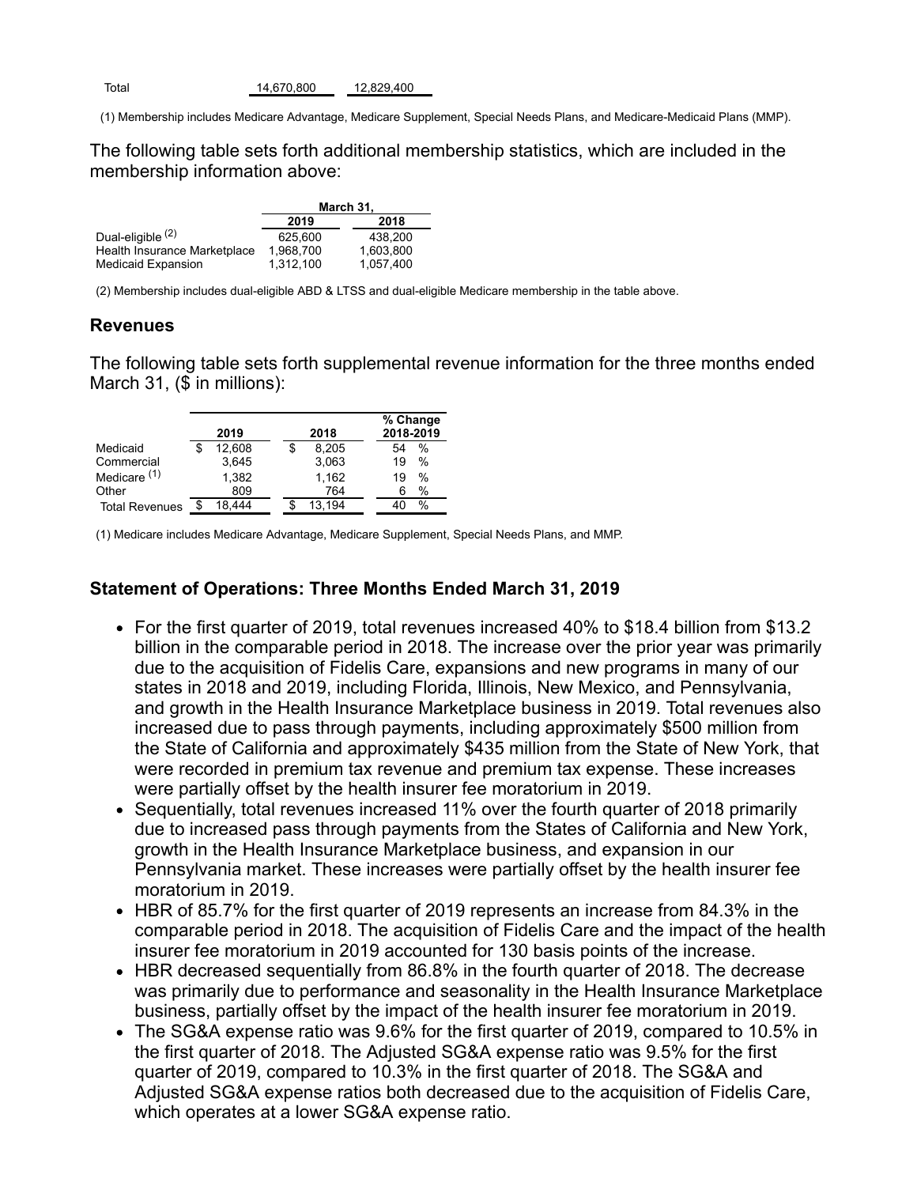| | | |
|---|---|---|
| Total | 14,670,800 | 12,829,400 |

(1) Membership includes Medicare Advantage, Medicare Supplement, Special Needs Plans, and Medicare-Medicaid Plans (MMP).

The following table sets forth additional membership statistics, which are included in the membership information above:

| | March 31, | |
|---|---|---|
| | 2019 | 2018 |
| Dual-eligible (2) | 625,600 | 438,200 |
| Health Insurance Marketplace | 1,968,700 | 1,603,800 |
| Medicaid Expansion | 1,312,100 | 1,057,400 |

(2) Membership includes dual-eligible ABD & LTSS and dual-eligible Medicare membership in the table above.

## Revenues

The following table sets forth supplemental revenue information for the three months ended March 31, ($ in millions):

| | 2019 | 2018 | % Change 2018-2019 |
|---|---|---|---|
| Medicaid | $ 12,608 | $ 8,205 | 54 % |
| Commercial | 3,645 | 3,063 | 19 % |
| Medicare (1) | 1,382 | 1,162 | 19 % |
| Other | 809 | 764 | 6 % |
| Total Revenues | $ 18,444 | $ 13,194 | 40 % |

(1) Medicare includes Medicare Advantage, Medicare Supplement, Special Needs Plans, and MMP.

## Statement of Operations: Three Months Ended March 31, 2019

- For the first quarter of 2019, total revenues increased 40% to $18.4 billion from $13.2 billion in the comparable period in 2018. The increase over the prior year was primarily due to the acquisition of Fidelis Care, expansions and new programs in many of our states in 2018 and 2019, including Florida, Illinois, New Mexico, and Pennsylvania, and growth in the Health Insurance Marketplace business in 2019. Total revenues also increased due to pass through payments, including approximately $500 million from the State of California and approximately $435 million from the State of New York, that were recorded in premium tax revenue and premium tax expense. These increases were partially offset by the health insurer fee moratorium in 2019.
- Sequentially, total revenues increased 11% over the fourth quarter of 2018 primarily due to increased pass through payments from the States of California and New York, growth in the Health Insurance Marketplace business, and expansion in our Pennsylvania market. These increases were partially offset by the health insurer fee moratorium in 2019.
- HBR of 85.7% for the first quarter of 2019 represents an increase from 84.3% in the comparable period in 2018. The acquisition of Fidelis Care and the impact of the health insurer fee moratorium in 2019 accounted for 130 basis points of the increase.
- HBR decreased sequentially from 86.8% in the fourth quarter of 2018. The decrease was primarily due to performance and seasonality in the Health Insurance Marketplace business, partially offset by the impact of the health insurer fee moratorium in 2019.
- The SG&A expense ratio was 9.6% for the first quarter of 2019, compared to 10.5% in the first quarter of 2018. The Adjusted SG&A expense ratio was 9.5% for the first quarter of 2019, compared to 10.3% in the first quarter of 2018. The SG&A and Adjusted SG&A expense ratios both decreased due to the acquisition of Fidelis Care, which operates at a lower SG&A expense ratio.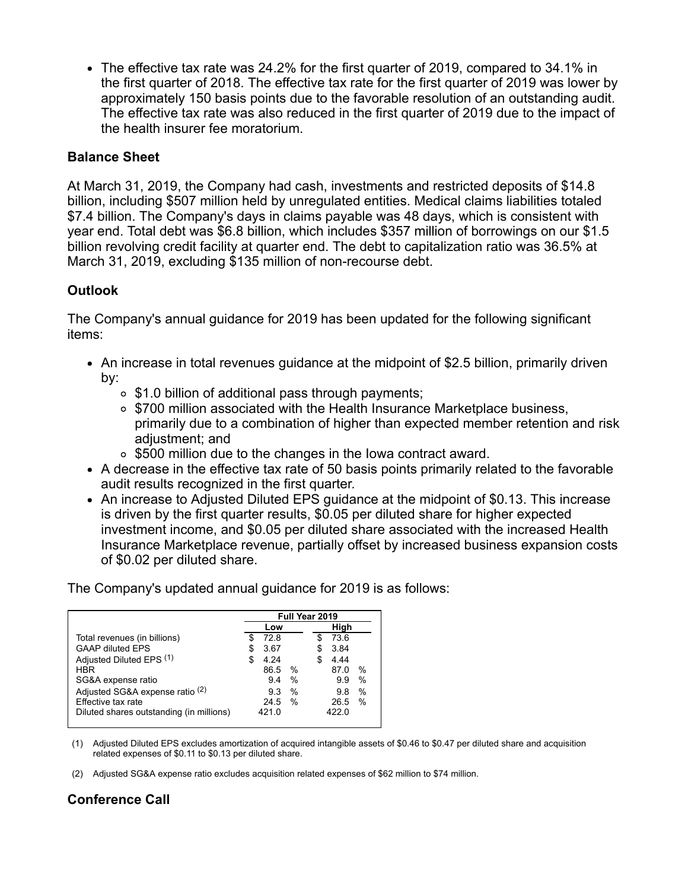- The effective tax rate was 24.2% for the first quarter of 2019, compared to 34.1% in the first quarter of 2018. The effective tax rate for the first quarter of 2019 was lower by approximately 150 basis points due to the favorable resolution of an outstanding audit. The effective tax rate was also reduced in the first quarter of 2019 due to the impact of the health insurer fee moratorium.

## Balance Sheet

At March 31, 2019, the Company had cash, investments and restricted deposits of $14.8 billion, including $507 million held by unregulated entities. Medical claims liabilities totaled $7.4 billion. The Company's days in claims payable was 48 days, which is consistent with year end. Total debt was $6.8 billion, which includes $357 million of borrowings on our $1.5 billion revolving credit facility at quarter end. The debt to capitalization ratio was 36.5% at March 31, 2019, excluding $135 million of non-recourse debt.

## Outlook

The Company's annual guidance for 2019 has been updated for the following significant items:

- An increase in total revenues guidance at the midpoint of $2.5 billion, primarily driven by:
  - $1.0 billion of additional pass through payments;
  - $700 million associated with the Health Insurance Marketplace business, primarily due to a combination of higher than expected member retention and risk adjustment; and
  - $500 million due to the changes in the Iowa contract award.
- A decrease in the effective tax rate of 50 basis points primarily related to the favorable audit results recognized in the first quarter.
- An increase to Adjusted Diluted EPS guidance at the midpoint of $0.13. This increase is driven by the first quarter results, $0.05 per diluted share for higher expected investment income, and $0.05 per diluted share associated with the increased Health Insurance Marketplace revenue, partially offset by increased business expansion costs of $0.02 per diluted share.

The Company's updated annual guidance for 2019 is as follows:

| | Full Year 2019 | |
|---|---|---|
| | Low | High |
| Total revenues (in billions) | $ 72.8 | $ 73.6 |
| GAAP diluted EPS | $ 3.67 | $ 3.84 |
| Adjusted Diluted EPS (1) | $ 4.24 | $ 4.44 |
| HBR | 86.5 % | 87.0 % |
| SG&A expense ratio | 9.4 % | 9.9 % |
| Adjusted SG&A expense ratio (2) | 9.3 % | 9.8 % |
| Effective tax rate | 24.5 % | 26.5 % |
| Diluted shares outstanding (in millions) | 421.0 | 422.0 |

(1) Adjusted Diluted EPS excludes amortization of acquired intangible assets of $0.46 to $0.47 per diluted share and acquisition related expenses of $0.11 to $0.13 per diluted share.

(2) Adjusted SG&A expense ratio excludes acquisition related expenses of $62 million to $74 million.

## Conference Call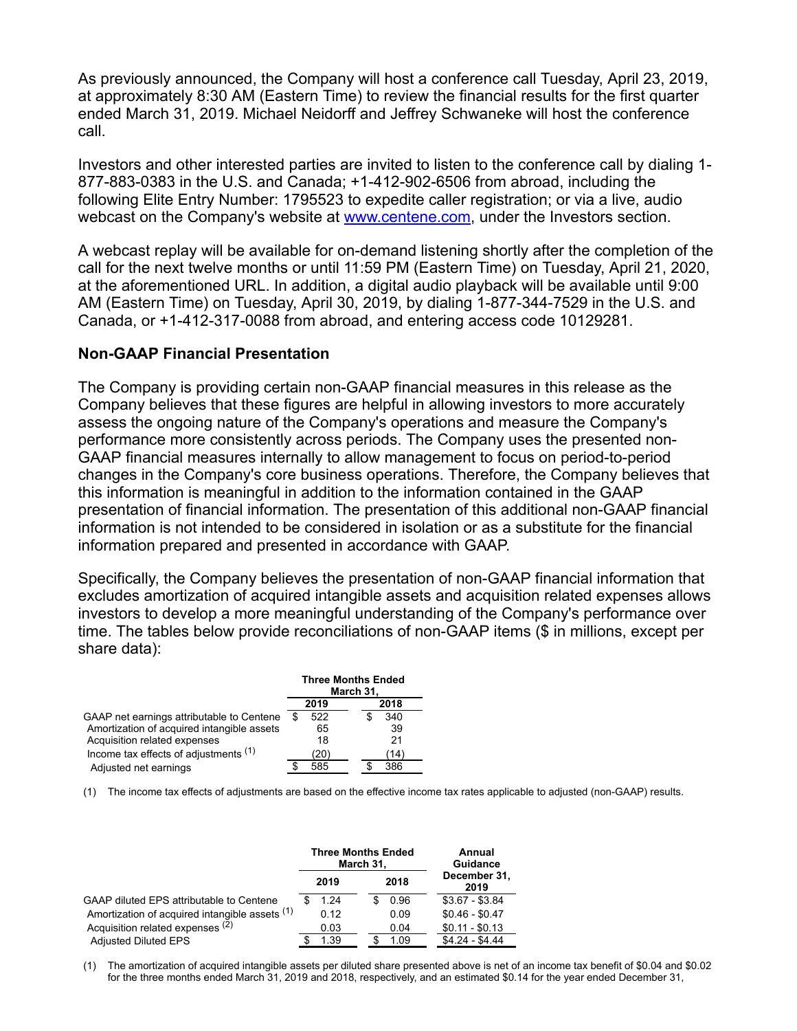As previously announced, the Company will host a conference call Tuesday, April 23, 2019, at approximately 8:30 AM (Eastern Time) to review the financial results for the first quarter ended March 31, 2019. Michael Neidorff and Jeffrey Schwaneke will host the conference call.

Investors and other interested parties are invited to listen to the conference call by dialing 1-877-883-0383 in the U.S. and Canada; +1-412-902-6506 from abroad, including the following Elite Entry Number: 1795523 to expedite caller registration; or via a live, audio webcast on the Company's website at www.centene.com, under the Investors section.

A webcast replay will be available for on-demand listening shortly after the completion of the call for the next twelve months or until 11:59 PM (Eastern Time) on Tuesday, April 21, 2020, at the aforementioned URL. In addition, a digital audio playback will be available until 9:00 AM (Eastern Time) on Tuesday, April 30, 2019, by dialing 1-877-344-7529 in the U.S. and Canada, or +1-412-317-0088 from abroad, and entering access code 10129281.

## Non-GAAP Financial Presentation

The Company is providing certain non-GAAP financial measures in this release as the Company believes that these figures are helpful in allowing investors to more accurately assess the ongoing nature of the Company's operations and measure the Company's performance more consistently across periods. The Company uses the presented non-GAAP financial measures internally to allow management to focus on period-to-period changes in the Company's core business operations. Therefore, the Company believes that this information is meaningful in addition to the information contained in the GAAP presentation of financial information. The presentation of this additional non-GAAP financial information is not intended to be considered in isolation or as a substitute for the financial information prepared and presented in accordance with GAAP.

Specifically, the Company believes the presentation of non-GAAP financial information that excludes amortization of acquired intangible assets and acquisition related expenses allows investors to develop a more meaningful understanding of the Company's performance over time. The tables below provide reconciliations of non-GAAP items ($ in millions, except per share data):

| | Three Months Ended March 31, | |
|---|---|---|
| | 2019 | 2018 |
| GAAP net earnings attributable to Centene | $ 522 | $ 340 |
| Amortization of acquired intangible assets | 65 | 39 |
| Acquisition related expenses | 18 | 21 |
| Income tax effects of adjustments [(1)] | (20) | (14) |
| Adjusted net earnings | $ 585 | $ 386 |

(1) The income tax effects of adjustments are based on the effective income tax rates applicable to adjusted (non-GAAP) results.

| | Three Months Ended March 31, | | Annual Guidance |
|---|---|---|---|
| | 2019 | 2018 | December 31, 2019 |
| GAAP diluted EPS attributable to Centene | $ 1.24 | $ 0.96 | $3.67 - $3.84 |
| Amortization of acquired intangible assets [(1)] | 0.12 | 0.09 | $0.46 - $0.47 |
| Acquisition related expenses [(2)] | 0.03 | 0.04 | $0.11 - $0.13 |
| Adjusted Diluted EPS | $ 1.39 | $ 1.09 | $4.24 - $4.44 |

(1) The amortization of acquired intangible assets per diluted share presented above is net of an income tax benefit of $0.04 and $0.02 for the three months ended March 31, 2019 and 2018, respectively, and an estimated $0.14 for the year ended December 31,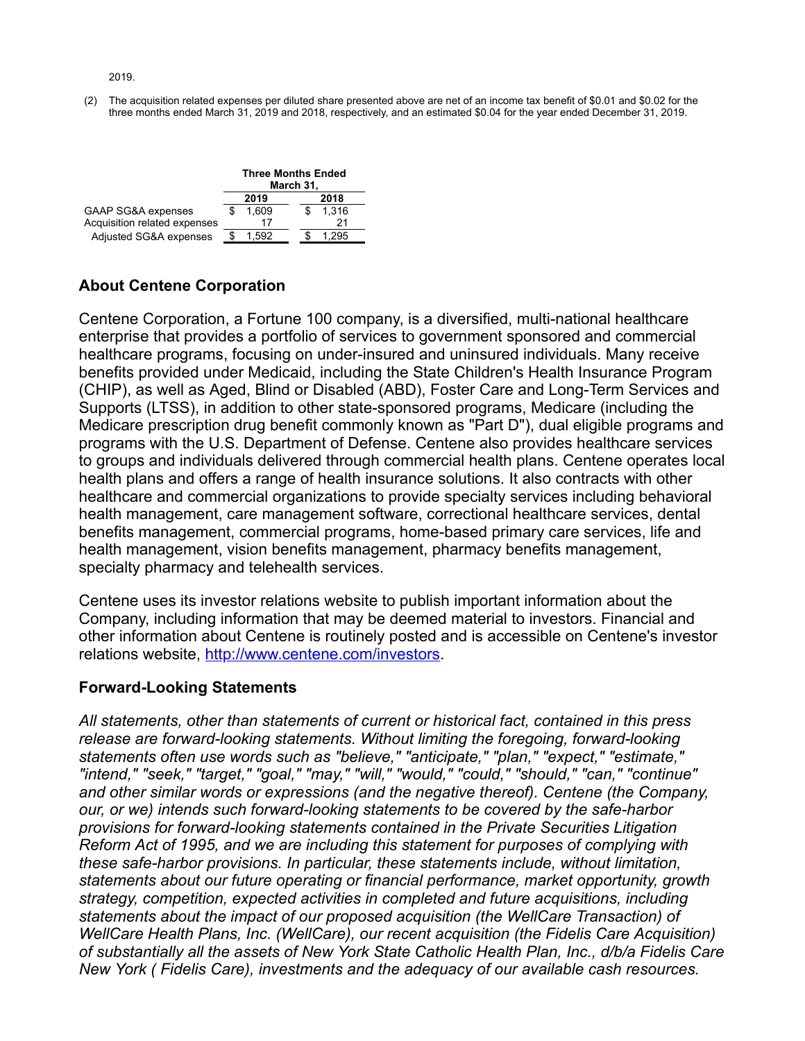2019.

(2) The acquisition related expenses per diluted share presented above are net of an income tax benefit of $0.01 and $0.02 for the three months ended March 31, 2019 and 2018, respectively, and an estimated $0.04 for the year ended December 31, 2019.

| | Three Months Ended March 31, | |
|---|---|---|
| | 2019 | 2018 |
| GAAP SG&A expenses | $ 1,609 | $ 1,316 |
| Acquisition related expenses | 17 | 21 |
| Adjusted SG&A expenses | $ 1,592 | $ 1,295 |

## About Centene Corporation

Centene Corporation, a Fortune 100 company, is a diversified, multi-national healthcare enterprise that provides a portfolio of services to government sponsored and commercial healthcare programs, focusing on under-insured and uninsured individuals. Many receive benefits provided under Medicaid, including the State Children's Health Insurance Program (CHIP), as well as Aged, Blind or Disabled (ABD), Foster Care and Long-Term Services and Supports (LTSS), in addition to other state-sponsored programs, Medicare (including the Medicare prescription drug benefit commonly known as "Part D"), dual eligible programs and programs with the U.S. Department of Defense. Centene also provides healthcare services to groups and individuals delivered through commercial health plans. Centene operates local health plans and offers a range of health insurance solutions. It also contracts with other healthcare and commercial organizations to provide specialty services including behavioral health management, care management software, correctional healthcare services, dental benefits management, commercial programs, home-based primary care services, life and health management, vision benefits management, pharmacy benefits management, specialty pharmacy and telehealth services.

Centene uses its investor relations website to publish important information about the Company, including information that may be deemed material to investors. Financial and other information about Centene is routinely posted and is accessible on Centene's investor relations website, http://www.centene.com/investors.

## Forward-Looking Statements

*All statements, other than statements of current or historical fact, contained in this press release are forward-looking statements. Without limiting the foregoing, forward-looking statements often use words such as "believe," "anticipate," "plan," "expect," "estimate," "intend," "seek," "target," "goal," "may," "will," "would," "could," "should," "can," "continue" and other similar words or expressions (and the negative thereof). Centene (the Company, our, or we) intends such forward-looking statements to be covered by the safe-harbor provisions for forward-looking statements contained in the Private Securities Litigation Reform Act of 1995, and we are including this statement for purposes of complying with these safe-harbor provisions. In particular, these statements include, without limitation, statements about our future operating or financial performance, market opportunity, growth strategy, competition, expected activities in completed and future acquisitions, including statements about the impact of our proposed acquisition (the WellCare Transaction) of WellCare Health Plans, Inc. (WellCare), our recent acquisition (the Fidelis Care Acquisition) of substantially all the assets of New York State Catholic Health Plan, Inc., d/b/a Fidelis Care New York ( Fidelis Care), investments and the adequacy of our available cash resources.*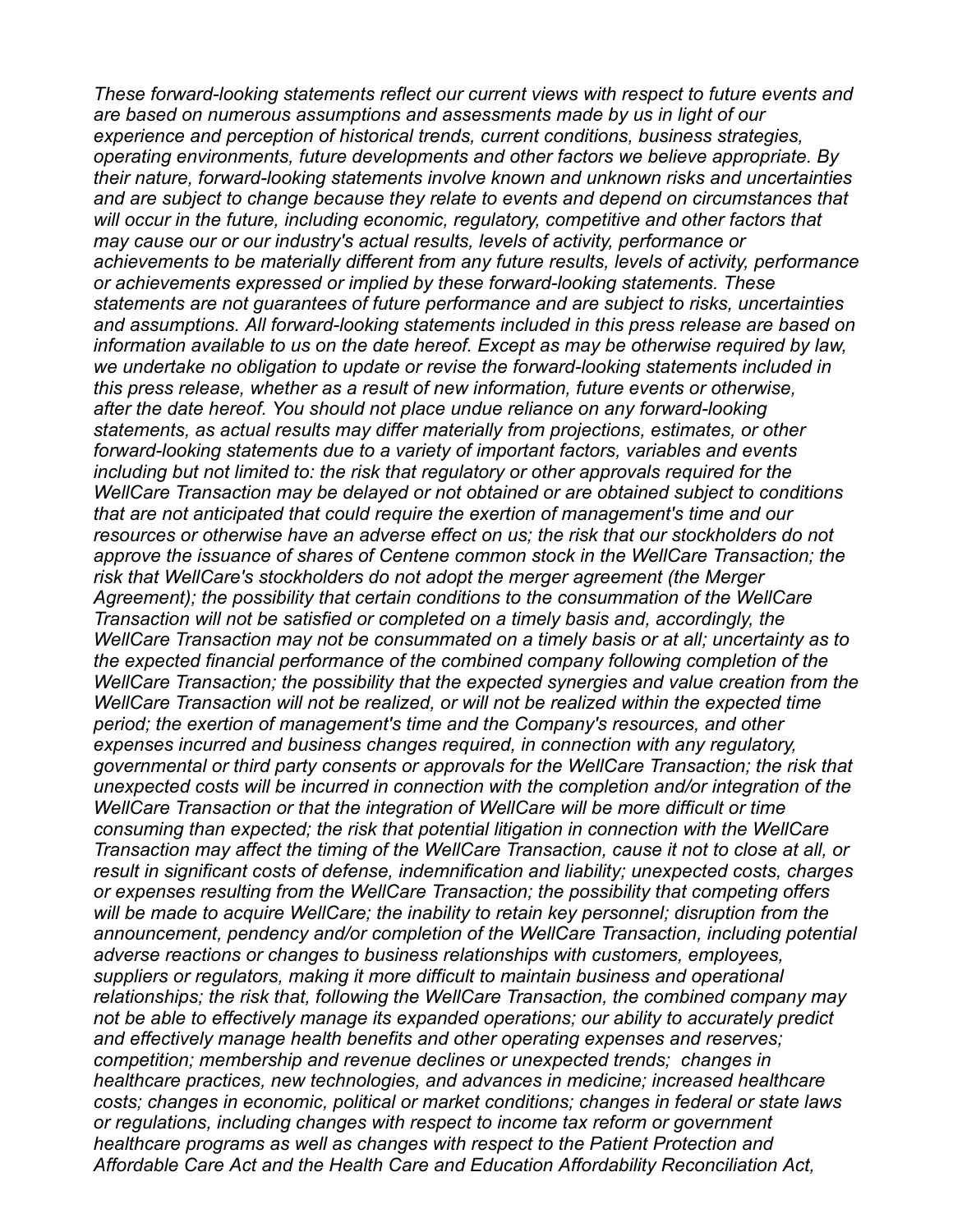*These forward-looking statements reflect our current views with respect to future events and are based on numerous assumptions and assessments made by us in light of our experience and perception of historical trends, current conditions, business strategies, operating environments, future developments and other factors we believe appropriate. By their nature, forward-looking statements involve known and unknown risks and uncertainties and are subject to change because they relate to events and depend on circumstances that will occur in the future, including economic, regulatory, competitive and other factors that may cause our or our industry's actual results, levels of activity, performance or achievements to be materially different from any future results, levels of activity, performance or achievements expressed or implied by these forward-looking statements. These statements are not guarantees of future performance and are subject to risks, uncertainties and assumptions. All forward-looking statements included in this press release are based on information available to us on the date hereof. Except as may be otherwise required by law, we undertake no obligation to update or revise the forward-looking statements included in this press release, whether as a result of new information, future events or otherwise, after the date hereof. You should not place undue reliance on any forward-looking statements, as actual results may differ materially from projections, estimates, or other forward-looking statements due to a variety of important factors, variables and events including but not limited to: the risk that regulatory or other approvals required for the WellCare Transaction may be delayed or not obtained or are obtained subject to conditions that are not anticipated that could require the exertion of management's time and our resources or otherwise have an adverse effect on us; the risk that our stockholders do not approve the issuance of shares of Centene common stock in the WellCare Transaction; the risk that WellCare's stockholders do not adopt the merger agreement (the Merger Agreement); the possibility that certain conditions to the consummation of the WellCare Transaction will not be satisfied or completed on a timely basis and, accordingly, the WellCare Transaction may not be consummated on a timely basis or at all; uncertainty as to the expected financial performance of the combined company following completion of the WellCare Transaction; the possibility that the expected synergies and value creation from the WellCare Transaction will not be realized, or will not be realized within the expected time period; the exertion of management's time and the Company's resources, and other expenses incurred and business changes required, in connection with any regulatory, governmental or third party consents or approvals for the WellCare Transaction; the risk that unexpected costs will be incurred in connection with the completion and/or integration of the WellCare Transaction or that the integration of WellCare will be more difficult or time consuming than expected; the risk that potential litigation in connection with the WellCare Transaction may affect the timing of the WellCare Transaction, cause it not to close at all, or result in significant costs of defense, indemnification and liability; unexpected costs, charges or expenses resulting from the WellCare Transaction; the possibility that competing offers will be made to acquire WellCare; the inability to retain key personnel; disruption from the announcement, pendency and/or completion of the WellCare Transaction, including potential adverse reactions or changes to business relationships with customers, employees, suppliers or regulators, making it more difficult to maintain business and operational relationships; the risk that, following the WellCare Transaction, the combined company may not be able to effectively manage its expanded operations; our ability to accurately predict and effectively manage health benefits and other operating expenses and reserves; competition; membership and revenue declines or unexpected trends; changes in healthcare practices, new technologies, and advances in medicine; increased healthcare costs; changes in economic, political or market conditions; changes in federal or state laws or regulations, including changes with respect to income tax reform or government healthcare programs as well as changes with respect to the Patient Protection and Affordable Care Act and the Health Care and Education Affordability Reconciliation Act,*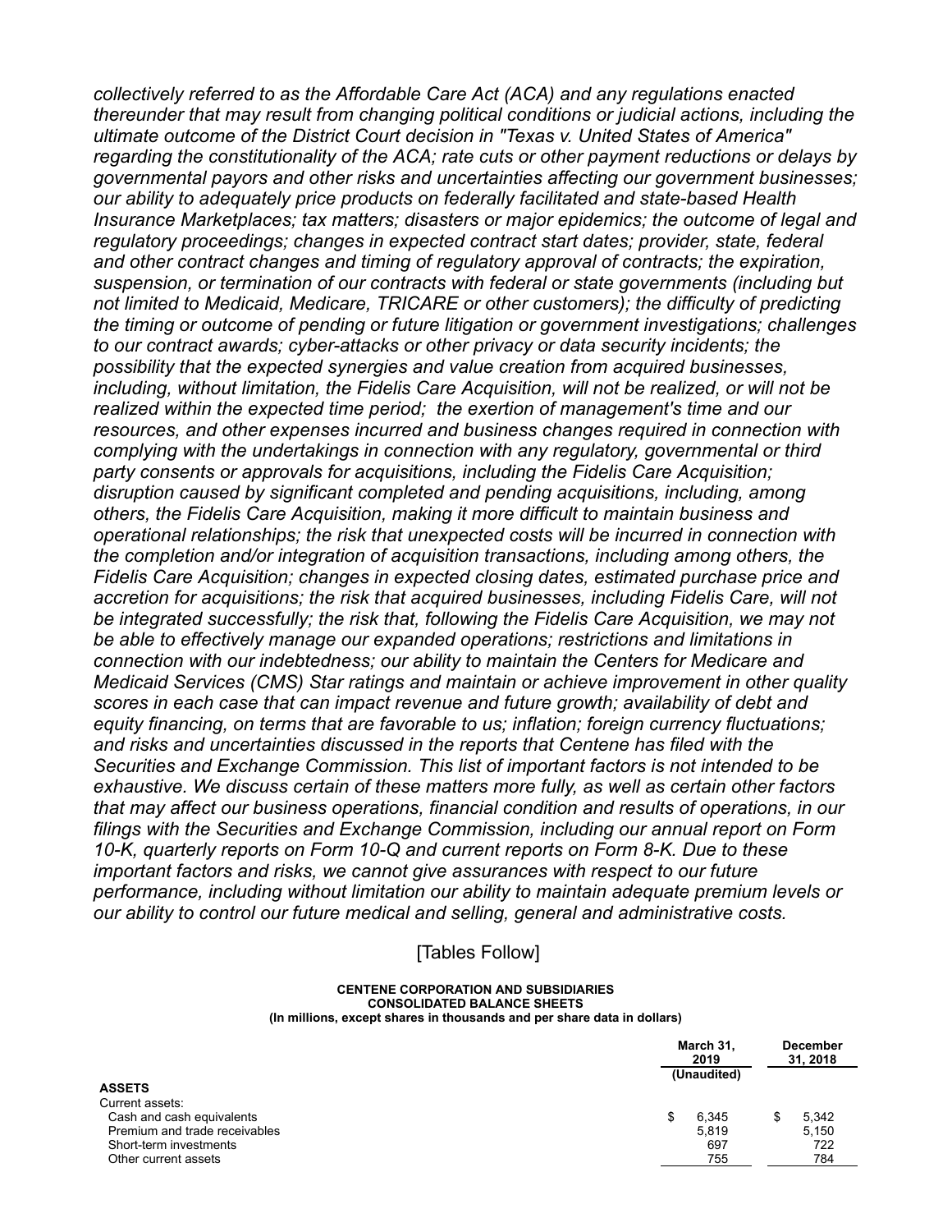*collectively referred to as the Affordable Care Act (ACA) and any regulations enacted thereunder that may result from changing political conditions or judicial actions, including the ultimate outcome of the District Court decision in "Texas v. United States of America" regarding the constitutionality of the ACA; rate cuts or other payment reductions or delays by governmental payors and other risks and uncertainties affecting our government businesses; our ability to adequately price products on federally facilitated and state-based Health Insurance Marketplaces; tax matters; disasters or major epidemics; the outcome of legal and regulatory proceedings; changes in expected contract start dates; provider, state, federal and other contract changes and timing of regulatory approval of contracts; the expiration, suspension, or termination of our contracts with federal or state governments (including but not limited to Medicaid, Medicare, TRICARE or other customers); the difficulty of predicting the timing or outcome of pending or future litigation or government investigations; challenges to our contract awards; cyber-attacks or other privacy or data security incidents; the possibility that the expected synergies and value creation from acquired businesses, including, without limitation, the Fidelis Care Acquisition, will not be realized, or will not be realized within the expected time period; the exertion of management's time and our resources, and other expenses incurred and business changes required in connection with complying with the undertakings in connection with any regulatory, governmental or third party consents or approvals for acquisitions, including the Fidelis Care Acquisition; disruption caused by significant completed and pending acquisitions, including, among others, the Fidelis Care Acquisition, making it more difficult to maintain business and operational relationships; the risk that unexpected costs will be incurred in connection with the completion and/or integration of acquisition transactions, including among others, the Fidelis Care Acquisition; changes in expected closing dates, estimated purchase price and accretion for acquisitions; the risk that acquired businesses, including Fidelis Care, will not be integrated successfully; the risk that, following the Fidelis Care Acquisition, we may not be able to effectively manage our expanded operations; restrictions and limitations in connection with our indebtedness; our ability to maintain the Centers for Medicare and Medicaid Services (CMS) Star ratings and maintain or achieve improvement in other quality scores in each case that can impact revenue and future growth; availability of debt and equity financing, on terms that are favorable to us; inflation; foreign currency fluctuations; and risks and uncertainties discussed in the reports that Centene has filed with the Securities and Exchange Commission. This list of important factors is not intended to be exhaustive. We discuss certain of these matters more fully, as well as certain other factors that may affect our business operations, financial condition and results of operations, in our filings with the Securities and Exchange Commission, including our annual report on Form 10-K, quarterly reports on Form 10-Q and current reports on Form 8-K. Due to these important factors and risks, we cannot give assurances with respect to our future performance, including without limitation our ability to maintain adequate premium levels or our ability to control our future medical and selling, general and administrative costs.*

[Tables Follow]

**CENTENE CORPORATION AND SUBSIDIARIES**
**CONSOLIDATED BALANCE SHEETS**
**(In millions, except shares in thousands and per share data in dollars)**

| | March 31, 2019 | December 31, 2018 |
|---|---|---|
| | (Unaudited) | |
| **ASSETS** | | |
| Current assets: | | |
| Cash and cash equivalents | $ 6,345 | $ 5,342 |
| Premium and trade receivables | 5,819 | 5,150 |
| Short-term investments | 697 | 722 |
| Other current assets | 755 | 784 |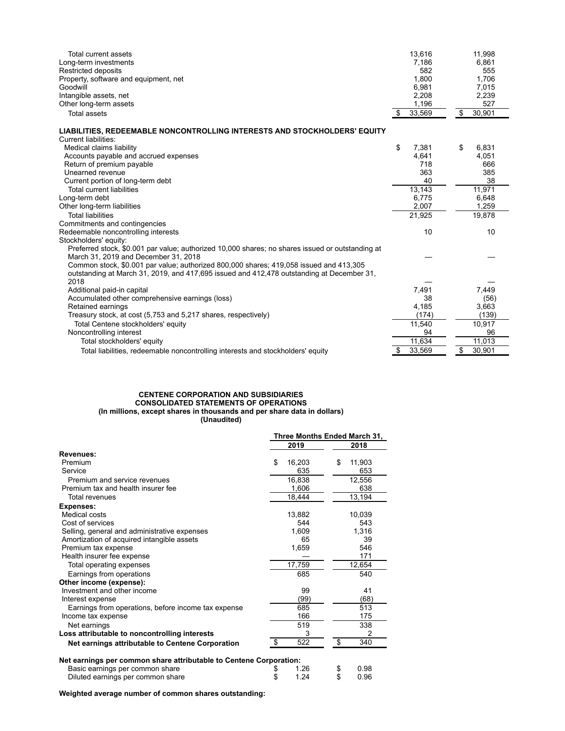| | | |
|---|---|---|
| Total current assets | 13,616 | 11,998 |
| Long-term investments | 7,186 | 6,861 |
| Restricted deposits | 582 | 555 |
| Property, software and equipment, net | 1,800 | 1,706 |
| Goodwill | 6,981 | 7,015 |
| Intangible assets, net | 2,208 | 2,239 |
| Other long-term assets | 1,196 | 527 |
| Total assets | $ 33,569 | $ 30,901 |
| **LIABILITIES, REDEEMABLE NONCONTROLLING INTERESTS AND STOCKHOLDERS' EQUITY** | | |
| Current liabilities: | | |
| Medical claims liability | $ 7,381 | $ 6,831 |
| Accounts payable and accrued expenses | 4,641 | 4,051 |
| Return of premium payable | 718 | 666 |
| Unearned revenue | 363 | 385 |
| Current portion of long-term debt | 40 | 38 |
| Total current liabilities | 13,143 | 11,971 |
| Long-term debt | 6,775 | 6,648 |
| Other long-term liabilities | 2,007 | 1,259 |
| Total liabilities | 21,925 | 19,878 |
| Commitments and contingencies | | |
| Redeemable noncontrolling interests | 10 | 10 |
| Stockholders' equity: | | |
| Preferred stock, $0.001 par value; authorized 10,000 shares; no shares issued or outstanding at March 31, 2019 and December 31, 2018 | — | — |
| Common stock, $0.001 par value; authorized 800,000 shares; 419,058 issued and 413,305 outstanding at March 31, 2019, and 417,695 issued and 412,478 outstanding at December 31, 2018 | — | — |
| Additional paid-in capital | 7,491 | 7,449 |
| Accumulated other comprehensive earnings (loss) | 38 | (56) |
| Retained earnings | 4,185 | 3,663 |
| Treasury stock, at cost (5,753 and 5,217 shares, respectively) | (174) | (139) |
| Total Centene stockholders' equity | 11,540 | 10,917 |
| Noncontrolling interest | 94 | 96 |
| Total stockholders' equity | 11,634 | 11,013 |
| Total liabilities, redeemable noncontrolling interests and stockholders' equity | $ 33,569 | $ 30,901 |

**CENTENE CORPORATION AND SUBSIDIARIES**
**CONSOLIDATED STATEMENTS OF OPERATIONS**
**(In millions, except shares in thousands and per share data in dollars)**
**(Unaudited)**

| | Three Months Ended March 31, | |
|---|---|---|
| | 2019 | 2018 |
| **Revenues:** | | |
| Premium | $ 16,203 | $ 11,903 |
| Service | 635 | 653 |
| Premium and service revenues | 16,838 | 12,556 |
| Premium tax and health insurer fee | 1,606 | 638 |
| Total revenues | 18,444 | 13,194 |
| **Expenses:** | | |
| Medical costs | 13,882 | 10,039 |
| Cost of services | 544 | 543 |
| Selling, general and administrative expenses | 1,609 | 1,316 |
| Amortization of acquired intangible assets | 65 | 39 |
| Premium tax expense | 1,659 | 546 |
| Health insurer fee expense | — | 171 |
| Total operating expenses | 17,759 | 12,654 |
| Earnings from operations | 685 | 540 |
| **Other income (expense):** | | |
| Investment and other income | 99 | 41 |
| Interest expense | (99) | (68) |
| Earnings from operations, before income tax expense | 685 | 513 |
| Income tax expense | 166 | 175 |
| Net earnings | 519 | 338 |
| **Loss attributable to noncontrolling interests** | 3 | 2 |
| **Net earnings attributable to Centene Corporation** | $ 522 | $ 340 |
| | | |
| **Net earnings per common share attributable to Centene Corporation:** | | |
| Basic earnings per common share | $ 1.26 | $ 0.98 |
| Diluted earnings per common share | $ 1.24 | $ 0.96 |

**Weighted average number of common shares outstanding:**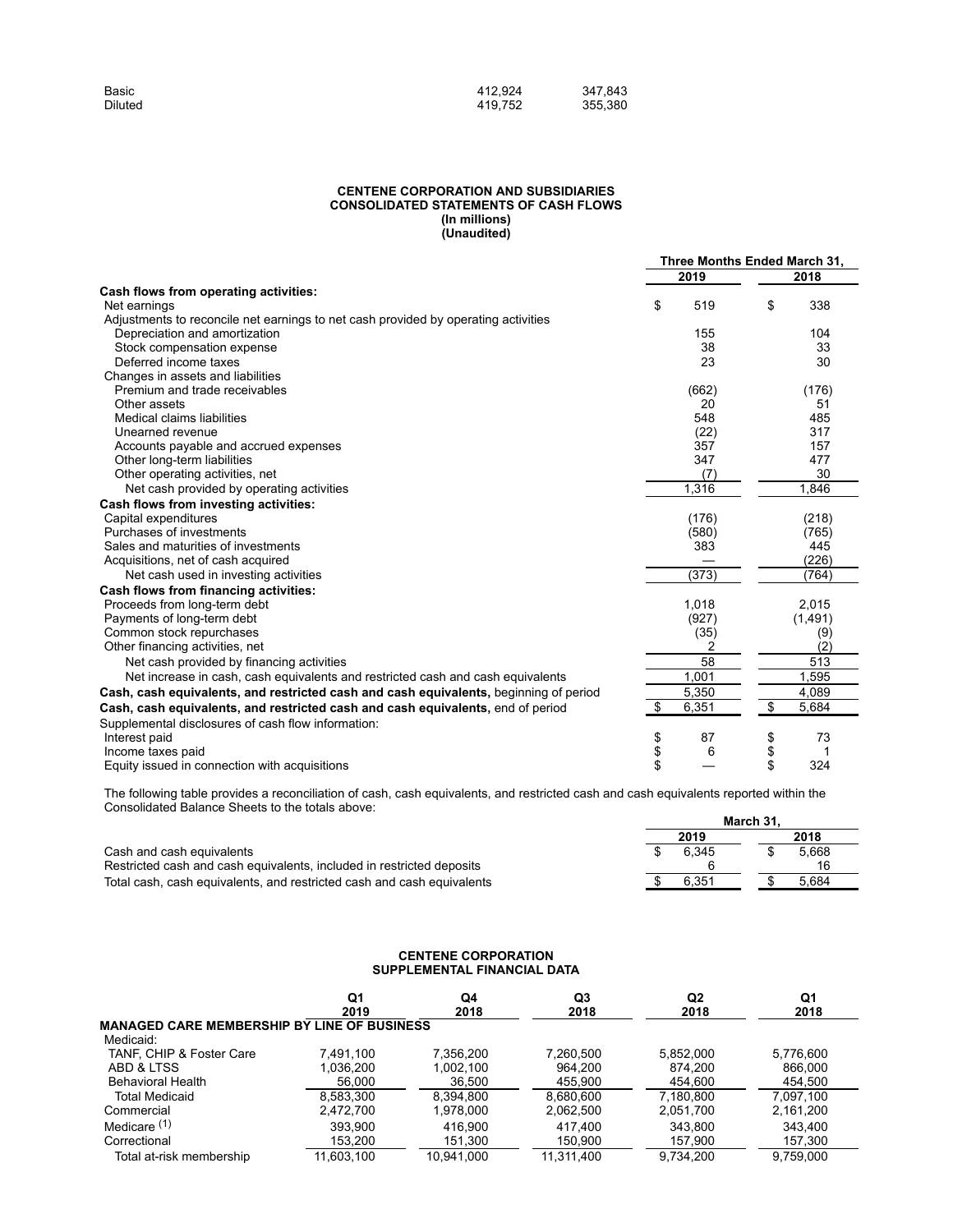| | | |
|---|---|---|
| Basic | 412,924 | 347,843 |
| Diluted | 419,752 | 355,380 |

**CENTENE CORPORATION AND SUBSIDIARIES**
**CONSOLIDATED STATEMENTS OF CASH FLOWS**
**(In millions)**
**(Unaudited)**

| | Three Months Ended March 31, | |
|---|---|---|
| | 2019 | 2018 |
| **Cash flows from operating activities:** | | |
| Net earnings | $ 519 | $ 338 |
| Adjustments to reconcile net earnings to net cash provided by operating activities | | |
| Depreciation and amortization | 155 | 104 |
| Stock compensation expense | 38 | 33 |
| Deferred income taxes | 23 | 30 |
| Changes in assets and liabilities | | |
| Premium and trade receivables | (662) | (176) |
| Other assets | 20 | 51 |
| Medical claims liabilities | 548 | 485 |
| Unearned revenue | (22) | 317 |
| Accounts payable and accrued expenses | 357 | 157 |
| Other long-term liabilities | 347 | 477 |
| Other operating activities, net | (7) | 30 |
| Net cash provided by operating activities | 1,316 | 1,846 |
| **Cash flows from investing activities:** | | |
| Capital expenditures | (176) | (218) |
| Purchases of investments | (580) | (765) |
| Sales and maturities of investments | 383 | 445 |
| Acquisitions, net of cash acquired | — | (226) |
| Net cash used in investing activities | (373) | (764) |
| **Cash flows from financing activities:** | | |
| Proceeds from long-term debt | 1,018 | 2,015 |
| Payments of long-term debt | (927) | (1,491) |
| Common stock repurchases | (35) | (9) |
| Other financing activities, net | 2 | (2) |
| Net cash provided by financing activities | 58 | 513 |
| Net increase in cash, cash equivalents and restricted cash and cash equivalents | 1,001 | 1,595 |
| **Cash, cash equivalents, and restricted cash and cash equivalents,** beginning of period | 5,350 | 4,089 |
| **Cash, cash equivalents, and restricted cash and cash equivalents,** end of period | $ 6,351 | $ 5,684 |
| Supplemental disclosures of cash flow information: | | |
| Interest paid | $ 87 | $ 73 |
| Income taxes paid | $ 6 | $ 1 |
| Equity issued in connection with acquisitions | $ — | $ 324 |

The following table provides a reconciliation of cash, cash equivalents, and restricted cash and cash equivalents reported within the Consolidated Balance Sheets to the totals above:

| | March 31, | |
|---|---|---|
| | 2019 | 2018 |
| Cash and cash equivalents | $ 6,345 | $ 5,668 |
| Restricted cash and cash equivalents, included in restricted deposits | 6 | 16 |
| Total cash, cash equivalents, and restricted cash and cash equivalents | $ 6,351 | $ 5,684 |

**CENTENE CORPORATION**
**SUPPLEMENTAL FINANCIAL DATA**

| | Q1 2019 | Q4 2018 | Q3 2018 | Q2 2018 | Q1 2018 |
|---|---|---|---|---|---|
| **MANAGED CARE MEMBERSHIP BY LINE OF BUSINESS** | | | | | |
| Medicaid: | | | | | |
| TANF, CHIP & Foster Care | 7,491,100 | 7,356,200 | 7,260,500 | 5,852,000 | 5,776,600 |
| ABD & LTSS | 1,036,200 | 1,002,100 | 964,200 | 874,200 | 866,000 |
| Behavioral Health | 56,000 | 36,500 | 455,900 | 454,600 | 454,500 |
| Total Medicaid | 8,583,300 | 8,394,800 | 8,680,600 | 7,180,800 | 7,097,100 |
| Commercial | 2,472,700 | 1,978,000 | 2,062,500 | 2,051,700 | 2,161,200 |
| Medicare (1) | 393,900 | 416,900 | 417,400 | 343,800 | 343,400 |
| Correctional | 153,200 | 151,300 | 150,900 | 157,900 | 157,300 |
| Total at-risk membership | 11,603,100 | 10,941,000 | 11,311,400 | 9,734,200 | 9,759,000 |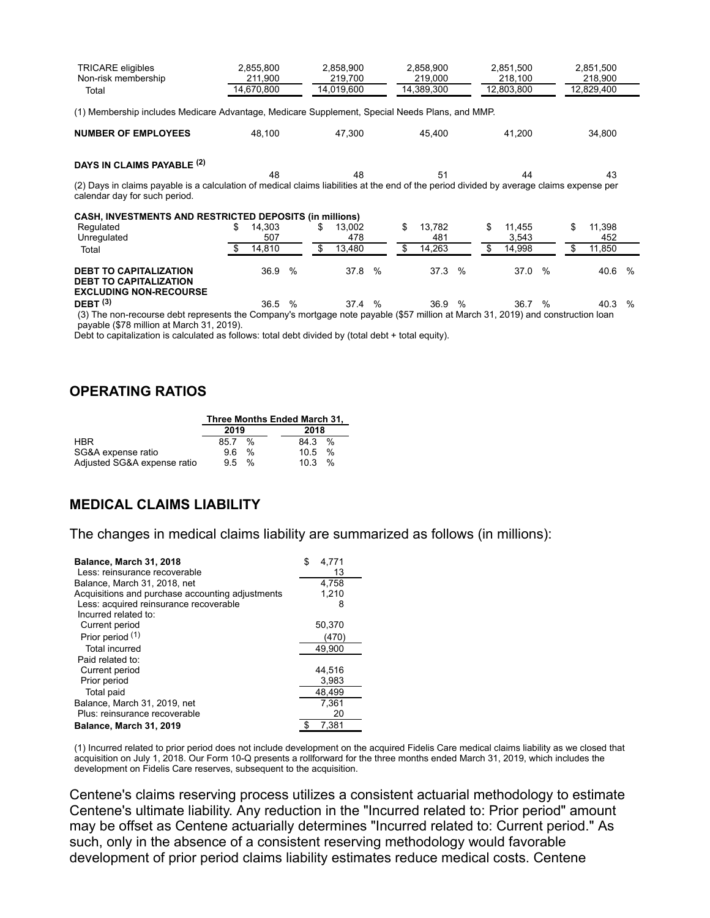| | | | | | |
|---|---|---|---|---|---|
| TRICARE eligibles | 2,855,800 | 2,858,900 | 2,858,900 | 2,851,500 | 2,851,500 |
| Non-risk membership | 211,900 | 219,700 | 219,000 | 218,100 | 218,900 |
| Total | 14,670,800 | 14,019,600 | 14,389,300 | 12,803,800 | 12,829,400 |

(1) Membership includes Medicare Advantage, Medicare Supplement, Special Needs Plans, and MMP.

| | | | | | |
|---|---|---|---|---|---|
| **NUMBER OF EMPLOYEES** | 48,100 | 47,300 | 45,400 | 41,200 | 34,800 |
| **DAYS IN CLAIMS PAYABLE [(2)]** | 48 | 48 | 51 | 44 | 43 |

(2) Days in claims payable is a calculation of medical claims liabilities at the end of the period divided by average claims expense per calendar day for such period.

| **CASH, INVESTMENTS AND RESTRICTED DEPOSITS (in millions)** | | | | | |
|---|---|---|---|---|---|
| Regulated | $ 14,303 | $ 13,002 | $ 13,782 | $ 11,455 | $ 11,398 |
| Unregulated | 507 | 478 | 481 | 3,543 | 452 |
| Total | $ 14,810 | $ 13,480 | $ 14,263 | $ 14,998 | $ 11,850 |
| **DEBT TO CAPITALIZATION** | 36.9 % | 37.8 % | 37.3 % | 37.0 % | 40.6 % |
| **DEBT TO CAPITALIZATION EXCLUDING NON-RECOURSE DEBT [(3)]** | 36.5 % | 37.4 % | 36.9 % | 36.7 % | 40.3 % |

(3) The non-recourse debt represents the Company's mortgage note payable ($57 million at March 31, 2019) and construction loan payable ($78 million at March 31, 2019).

Debt to capitalization is calculated as follows: total debt divided by (total debt + total equity).

## OPERATING RATIOS

| | Three Months Ended March 31, | |
|---|---|---|
| | 2019 | 2018 |
| HBR | 85.7 % | 84.3 % |
| SG&A expense ratio | 9.6 % | 10.5 % |
| Adjusted SG&A expense ratio | 9.5 % | 10.3 % |

## MEDICAL CLAIMS LIABILITY

The changes in medical claims liability are summarized as follows (in millions):

| | |
|---|---|
| **Balance, March 31, 2018** | $ 4,771 |
| Less: reinsurance recoverable | 13 |
| Balance, March 31, 2018, net | 4,758 |
| Acquisitions and purchase accounting adjustments | 1,210 |
| Less: acquired reinsurance recoverable | 8 |
| Incurred related to: | |
| Current period | 50,370 |
| Prior period [(1)] | (470) |
| Total incurred | 49,900 |
| Paid related to: | |
| Current period | 44,516 |
| Prior period | 3,983 |
| Total paid | 48,499 |
| Balance, March 31, 2019, net | 7,361 |
| Plus: reinsurance recoverable | 20 |
| **Balance, March 31, 2019** | $ 7,381 |

(1) Incurred related to prior period does not include development on the acquired Fidelis Care medical claims liability as we closed that acquisition on July 1, 2018. Our Form 10-Q presents a rollforward for the three months ended March 31, 2019, which includes the development on Fidelis Care reserves, subsequent to the acquisition.

Centene's claims reserving process utilizes a consistent actuarial methodology to estimate Centene's ultimate liability. Any reduction in the "Incurred related to: Prior period" amount may be offset as Centene actuarially determines "Incurred related to: Current period." As such, only in the absence of a consistent reserving methodology would favorable development of prior period claims liability estimates reduce medical costs. Centene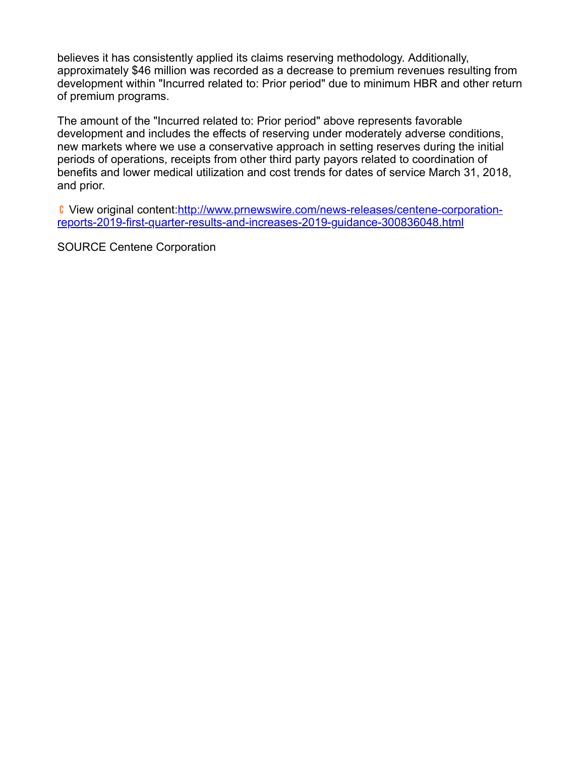believes it has consistently applied its claims reserving methodology. Additionally, approximately $46 million was recorded as a decrease to premium revenues resulting from development within "Incurred related to: Prior period" due to minimum HBR and other return of premium programs.

The amount of the "Incurred related to: Prior period" above represents favorable development and includes the effects of reserving under moderately adverse conditions, new markets where we use a conservative approach in setting reserves during the initial periods of operations, receipts from other third party payors related to coordination of benefits and lower medical utilization and cost trends for dates of service March 31, 2018, and prior.

View original content:http://www.prnewswire.com/news-releases/centene-corporation-reports-2019-first-quarter-results-and-increases-2019-guidance-300836048.html

SOURCE Centene Corporation